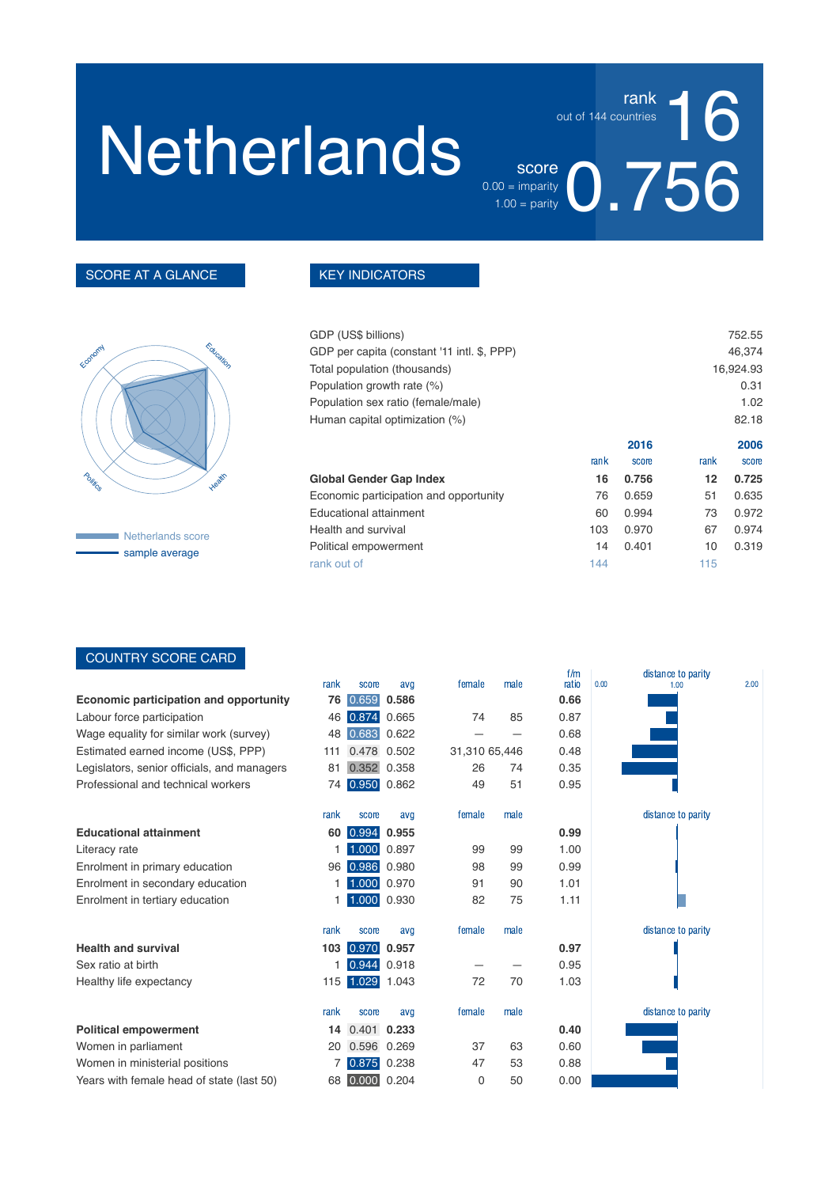# Netherlands

rank 16 (out of 144 countries)

score 0.756 (0.00 = imparity, 1.00 = parity)

## SCORE AT A GLANCE

Economy, Education, Health, Politics

Netherlands score

sample average

## KEY INDICATORS

| | |
|---|---|
| GDP (US$ billions) | 752.55 |
| GDP per capita (constant '11 intl. $, PPP) | 46,374 |
| Total population (thousands) | 16,924.93 |
| Population growth rate (%) | 0.31 |
| Population sex ratio (female/male) | 1.02 |
| Human capital optimization (%) | 82.18 |

| | 2016 rank | 2016 score | 2006 rank | 2006 score |
|---|---|---|---|---|
| **Global Gender Gap Index** | **16** | **0.756** | **12** | **0.725** |
| Economic participation and opportunity | 76 | 0.659 | 51 | 0.635 |
| Educational attainment | 60 | 0.994 | 73 | 0.972 |
| Health and survival | 103 | 0.970 | 67 | 0.974 |
| Political empowerment | 14 | 0.401 | 10 | 0.319 |
| rank out of | 144 | | 115 | |

## COUNTRY SCORE CARD

| | rank | score | avg | female | male | f/m ratio |
|---|---|---|---|---|---|---|
| **Economic participation and opportunity** | **76** | **0.659** | **0.586** | | | **0.66** |
| Labour force participation | 46 | 0.874 | 0.665 | 74 | 85 | 0.87 |
| Wage equality for similar work (survey) | 48 | 0.683 | 0.622 | — | — | 0.68 |
| Estimated earned income (US$, PPP) | 111 | 0.478 | 0.502 | 31,310 | 65,446 | 0.48 |
| Legislators, senior officials, and managers | 81 | 0.352 | 0.358 | 26 | 74 | 0.35 |
| Professional and technical workers | 74 | 0.950 | 0.862 | 49 | 51 | 0.95 |
| **Educational attainment** | **60** | **0.994** | **0.955** | | | **0.99** |
| Literacy rate | 1 | 1.000 | 0.897 | 99 | 99 | 1.00 |
| Enrolment in primary education | 96 | 0.986 | 0.980 | 98 | 99 | 0.99 |
| Enrolment in secondary education | 1 | 1.000 | 0.970 | 91 | 90 | 1.01 |
| Enrolment in tertiary education | 1 | 1.000 | 0.930 | 82 | 75 | 1.11 |
| **Health and survival** | **103** | **0.970** | **0.957** | | | **0.97** |
| Sex ratio at birth | 1 | 0.944 | 0.918 | — | — | 0.95 |
| Healthy life expectancy | 115 | 1.029 | 1.043 | 72 | 70 | 1.03 |
| **Political empowerment** | **14** | **0.401** | **0.233** | | | **0.40** |
| Women in parliament | 20 | 0.596 | 0.269 | 37 | 63 | 0.60 |
| Women in ministerial positions | 7 | 0.875 | 0.238 | 47 | 53 | 0.88 |
| Years with female head of state (last 50) | 68 | 0.000 | 0.204 | 0 | 50 | 0.00 |

distance to parity (0.00 – 1.00 – 2.00)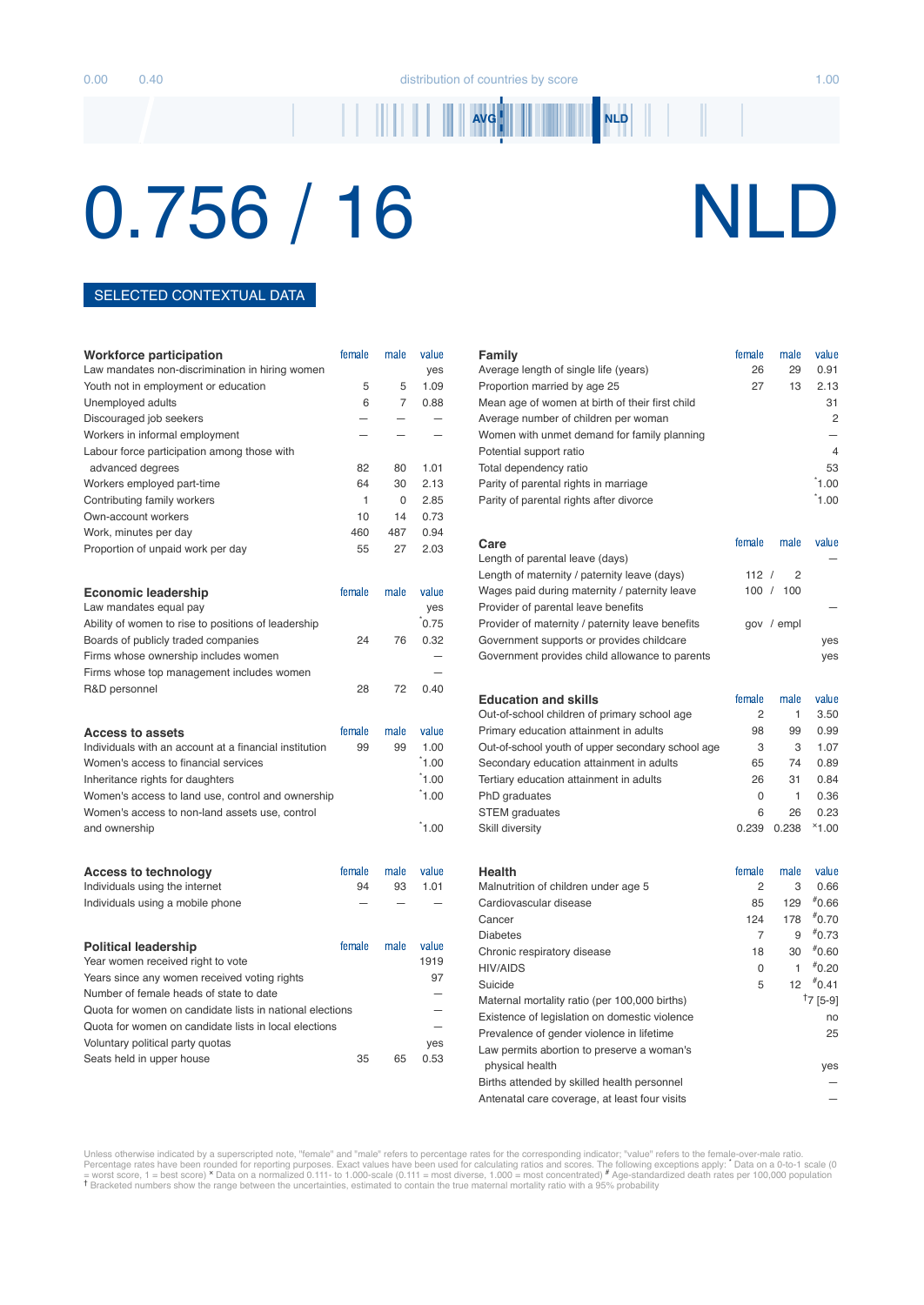0.00 0.40 distribution of countries by score 1.00

AVG NLD

# 0.756 / 16 NLD

## SELECTED CONTEXTUAL DATA

| Workforce participation | female | male | value |
|---|---|---|---|
| Law mandates non-discrimination in hiring women | | | yes |
| Youth not in employment or education | 5 | 5 | 1.09 |
| Unemployed adults | 6 | 7 | 0.88 |
| Discouraged job seekers | — | — | — |
| Workers in informal employment | — | — | — |
| Labour force participation among those with advanced degrees | 82 | 80 | 1.01 |
| Workers employed part-time | 64 | 30 | 2.13 |
| Contributing family workers | 1 | 0 | 2.85 |
| Own-account workers | 10 | 14 | 0.73 |
| Work, minutes per day | 460 | 487 | 0.94 |
| Proportion of unpaid work per day | 55 | 27 | 2.03 |

| Economic leadership | female | male | value |
|---|---|---|---|
| Law mandates equal pay | | | yes |
| Ability of women to rise to positions of leadership | | | *0.75 |
| Boards of publicly traded companies | 24 | 76 | 0.32 |
| Firms whose ownership includes women | | | — |
| Firms whose top management includes women | | | — |
| R&D personnel | 28 | 72 | 0.40 |

| Access to assets | female | male | value |
|---|---|---|---|
| Individuals with an account at a financial institution | 99 | 99 | 1.00 |
| Women's access to financial services | | | *1.00 |
| Inheritance rights for daughters | | | *1.00 |
| Women's access to land use, control and ownership | | | *1.00 |
| Women's access to non-land assets use, control and ownership | | | *1.00 |

| Access to technology | female | male | value |
|---|---|---|---|
| Individuals using the internet | 94 | 93 | 1.01 |
| Individuals using a mobile phone | — | — | — |

| Political leadership | female | male | value |
|---|---|---|---|
| Year women received right to vote | | | 1919 |
| Years since any women received voting rights | | | 97 |
| Number of female heads of state to date | | | — |
| Quota for women on candidate lists in national elections | | | — |
| Quota for women on candidate lists in local elections | | | — |
| Voluntary political party quotas | | | yes |
| Seats held in upper house | 35 | 65 | 0.53 |

| Family | female | male | value |
|---|---|---|---|
| Average length of single life (years) | 26 | 29 | 0.91 |
| Proportion married by age 25 | 27 | 13 | 2.13 |
| Mean age of women at birth of their first child | | | 31 |
| Average number of children per woman | | | 2 |
| Women with unmet demand for family planning | | | — |
| Potential support ratio | | | 4 |
| Total dependency ratio | | | 53 |
| Parity of parental rights in marriage | | | *1.00 |
| Parity of parental rights after divorce | | | *1.00 |

| Care | female | male | value |
|---|---|---|---|
| Length of parental leave (days) | | | — |
| Length of maternity / paternity leave (days) | 112 / | 2 | |
| Wages paid during maternity / paternity leave | 100 / | 100 | |
| Provider of parental leave benefits | | | — |
| Provider of maternity / paternity leave benefits | gov / | empl | |
| Government supports or provides childcare | | | yes |
| Government provides child allowance to parents | | | yes |

| Education and skills | female | male | value |
|---|---|---|---|
| Out-of-school children of primary school age | 2 | 1 | 3.50 |
| Primary education attainment in adults | 98 | 99 | 0.99 |
| Out-of-school youth of upper secondary school age | 3 | 3 | 1.07 |
| Secondary education attainment in adults | 65 | 74 | 0.89 |
| Tertiary education attainment in adults | 26 | 31 | 0.84 |
| PhD graduates | 0 | 1 | 0.36 |
| STEM graduates | 6 | 26 | 0.23 |
| Skill diversity | 0.239 | 0.238 | ×1.00 |

| Health | female | male | value |
|---|---|---|---|
| Malnutrition of children under age 5 | 2 | 3 | 0.66 |
| Cardiovascular disease | 85 | 129 | #0.66 |
| Cancer | 124 | 178 | #0.70 |
| Diabetes | 7 | 9 | #0.73 |
| Chronic respiratory disease | 18 | 30 | #0.60 |
| HIV/AIDS | 0 | 1 | #0.20 |
| Suicide | 5 | 12 | #0.41 |
| Maternal mortality ratio (per 100,000 births) | | | †7 [5-9] |
| Existence of legislation on domestic violence | | | no |
| Prevalence of gender violence in lifetime | | | 25 |
| Law permits abortion to preserve a woman's physical health | | | yes |
| Births attended by skilled health personnel | | | — |
| Antenatal care coverage, at least four visits | | | — |

Unless otherwise indicated by a superscripted note, "female" and "male" refers to percentage rates for the corresponding indicator; "value" refers to the female-over-male ratio. Percentage rates have been rounded for reporting purposes. Exact values have been used for calculating ratios and scores. The following exceptions apply: * Data on a 0-to-1 scale (0 = worst score, 1 = best score) × Data on a normalized 0.111- to 1.000-scale (0.111 = most diverse, 1.000 = most concentrated) # Age-standardized death rates per 100,000 population † Bracketed numbers show the range between the uncertainties, estimated to contain the true maternal mortality ratio with a 95% probability